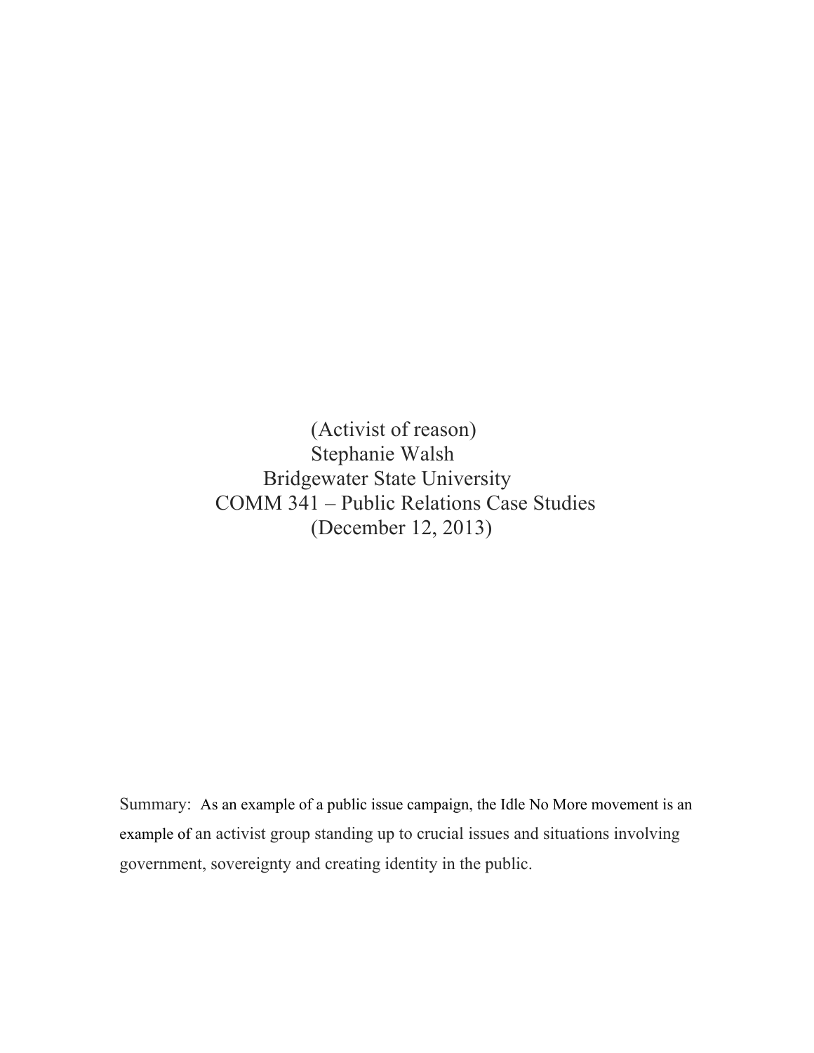(Activist of reason)

Stephanie Walsh

Bridgewater State University

COMM 341 – Public Relations Case Studies

(December 12, 2013)

Summary: As an example of a public issue campaign, the Idle No More movement is an example of an activist group standing up to crucial issues and situations involving government, sovereignty and creating identity in the public.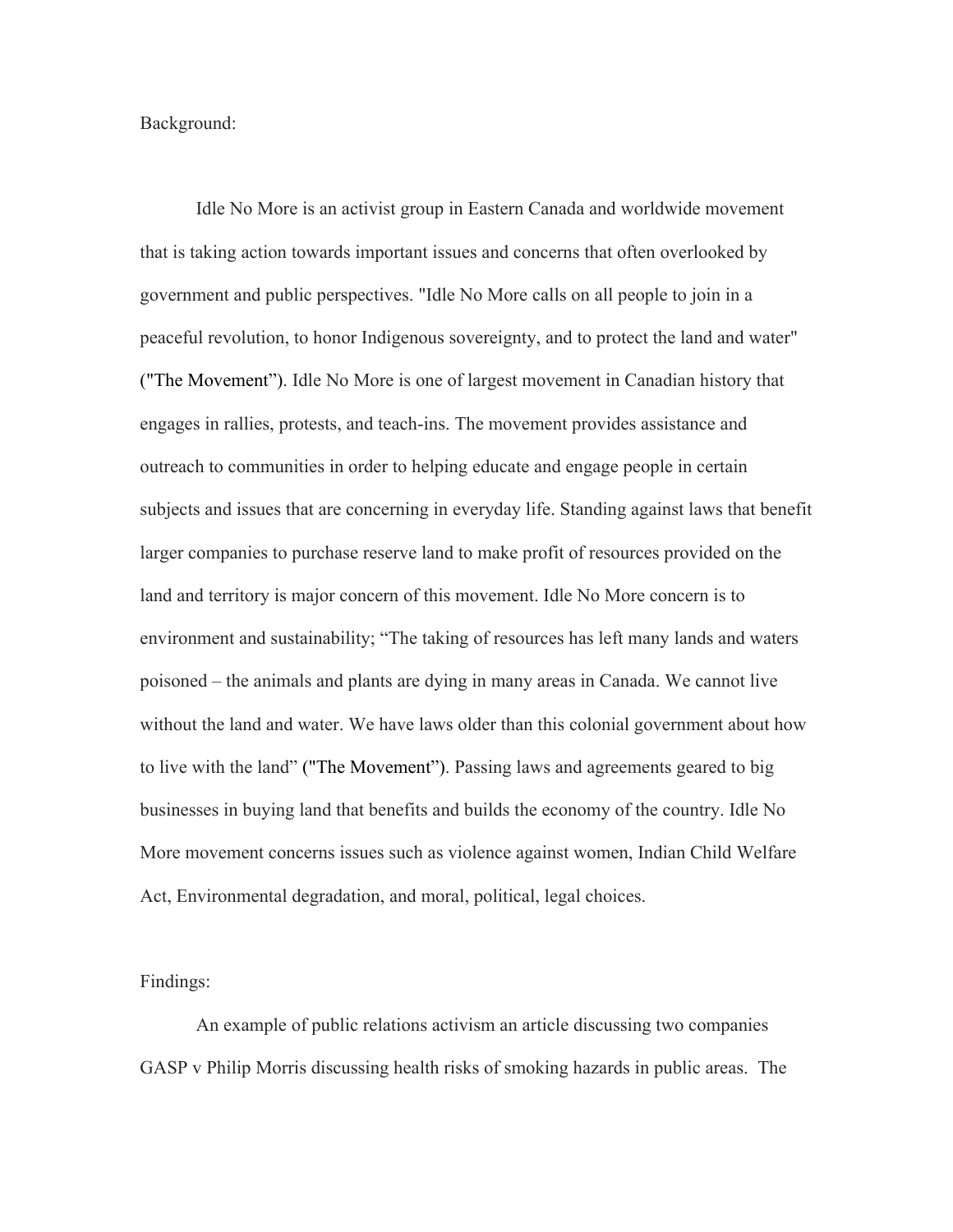Background:

Idle No More is an activist group in Eastern Canada and worldwide movement that is taking action towards important issues and concerns that often overlooked by government and public perspectives. "Idle No More calls on all people to join in a peaceful revolution, to honor Indigenous sovereignty, and to protect the land and water" ("The Movement"). Idle No More is one of largest movement in Canadian history that engages in rallies, protests, and teach-ins. The movement provides assistance and outreach to communities in order to helping educate and engage people in certain subjects and issues that are concerning in everyday life. Standing against laws that benefit larger companies to purchase reserve land to make profit of resources provided on the land and territory is major concern of this movement. Idle No More concern is to environment and sustainability; "The taking of resources has left many lands and waters poisoned – the animals and plants are dying in many areas in Canada. We cannot live without the land and water. We have laws older than this colonial government about how to live with the land" ("The Movement"). Passing laws and agreements geared to big businesses in buying land that benefits and builds the economy of the country. Idle No More movement concerns issues such as violence against women, Indian Child Welfare Act, Environmental degradation, and moral, political, legal choices.

Findings:

An example of public relations activism an article discussing two companies GASP v Philip Morris discussing health risks of smoking hazards in public areas. The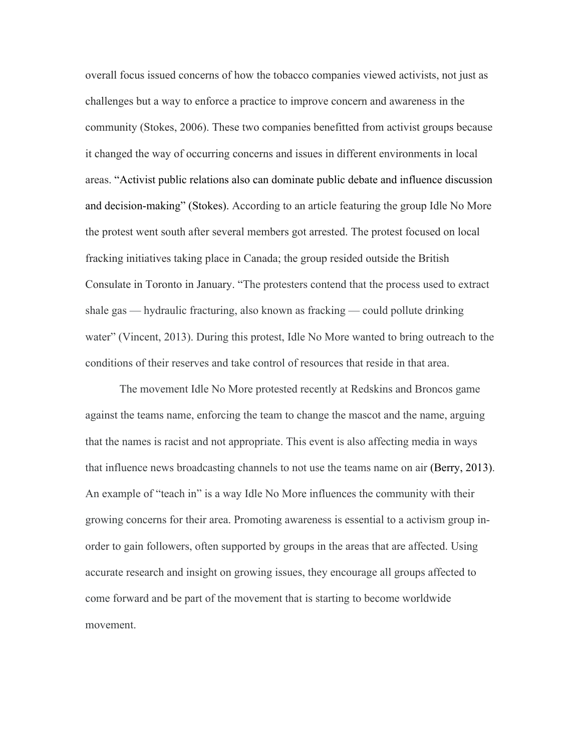overall focus issued concerns of how the tobacco companies viewed activists, not just as challenges but a way to enforce a practice to improve concern and awareness in the community (Stokes, 2006). These two companies benefitted from activist groups because it changed the way of occurring concerns and issues in different environments in local areas. "Activist public relations also can dominate public debate and influence discussion and decision-making" (Stokes). According to an article featuring the group Idle No More the protest went south after several members got arrested. The protest focused on local fracking initiatives taking place in Canada; the group resided outside the British Consulate in Toronto in January. "The protesters contend that the process used to extract shale gas — hydraulic fracturing, also known as fracking — could pollute drinking water" (Vincent, 2013). During this protest, Idle No More wanted to bring outreach to the conditions of their reserves and take control of resources that reside in that area.

The movement Idle No More protested recently at Redskins and Broncos game against the teams name, enforcing the team to change the mascot and the name, arguing that the names is racist and not appropriate. This event is also affecting media in ways that influence news broadcasting channels to not use the teams name on air (Berry, 2013). An example of "teach in" is a way Idle No More influences the community with their growing concerns for their area. Promoting awareness is essential to a activism group in-order to gain followers, often supported by groups in the areas that are affected. Using accurate research and insight on growing issues, they encourage all groups affected to come forward and be part of the movement that is starting to become worldwide movement.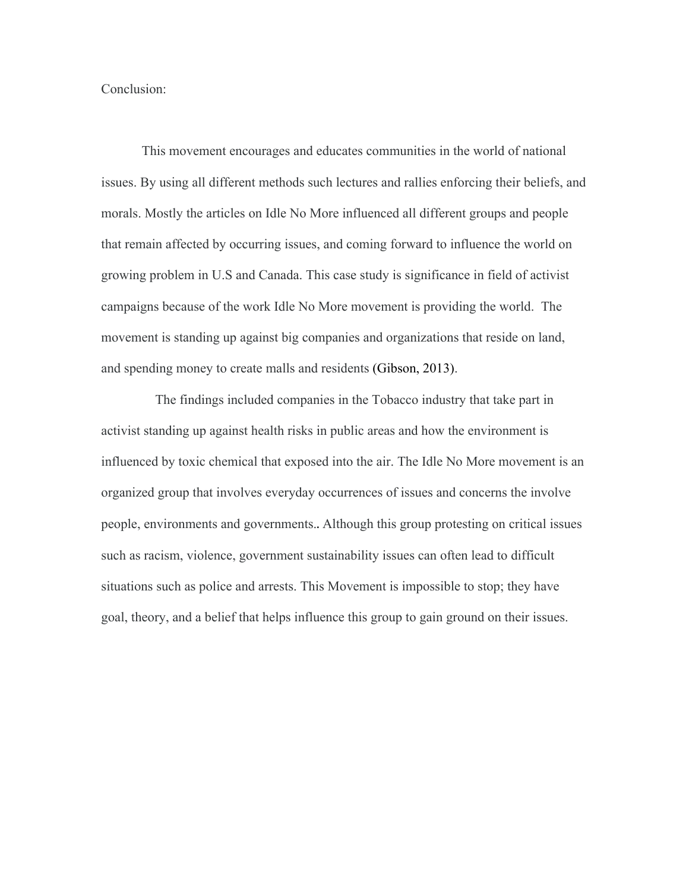Conclusion:

This movement encourages and educates communities in the world of national issues. By using all different methods such lectures and rallies enforcing their beliefs, and morals. Mostly the articles on Idle No More influenced all different groups and people that remain affected by occurring issues, and coming forward to influence the world on growing problem in U.S and Canada. This case study is significance in field of activist campaigns because of the work Idle No More movement is providing the world.  The movement is standing up against big companies and organizations that reside on land, and spending money to create malls and residents (Gibson, 2013).

The findings included companies in the Tobacco industry that take part in activist standing up against health risks in public areas and how the environment is influenced by toxic chemical that exposed into the air. The Idle No More movement is an organized group that involves everyday occurrences of issues and concerns the involve people, environments and governments.. Although this group protesting on critical issues such as racism, violence, government sustainability issues can often lead to difficult situations such as police and arrests. This Movement is impossible to stop; they have goal, theory, and a belief that helps influence this group to gain ground on their issues.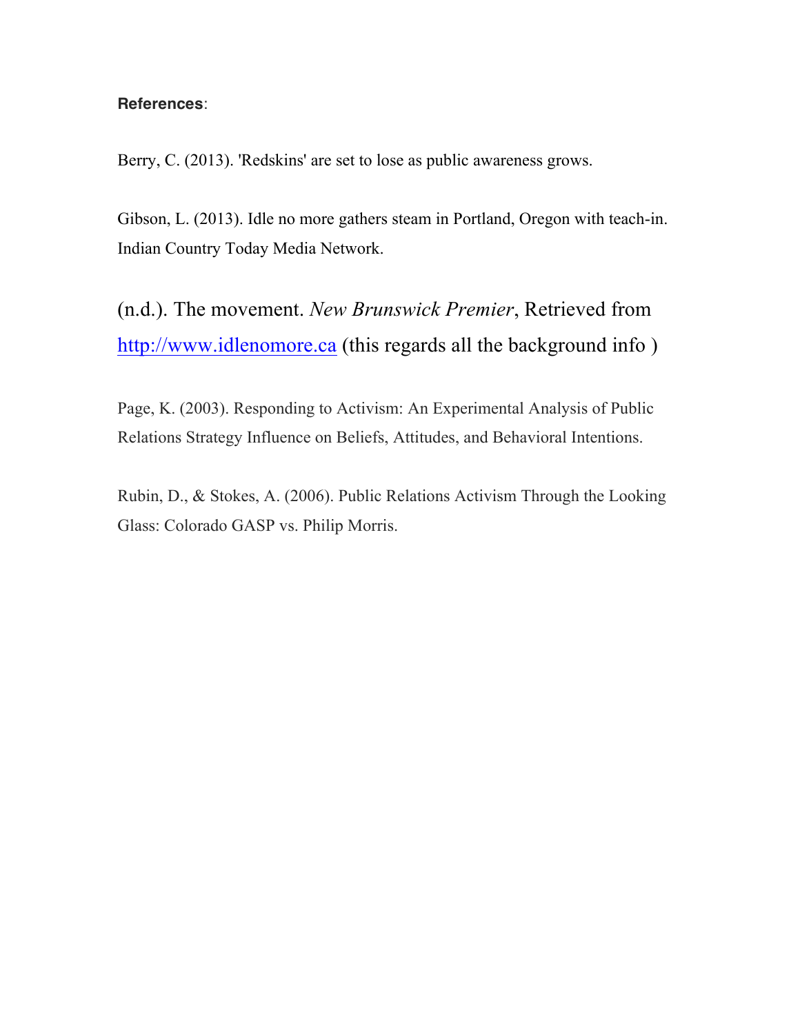**References**:

Berry, C. (2013). 'Redskins' are set to lose as public awareness grows.

Gibson, L. (2013). Idle no more gathers steam in Portland, Oregon with teach-in. Indian Country Today Media Network.

(n.d.). The movement. *New Brunswick Premier*, Retrieved from http://www.idlenomore.ca (this regards all the background info )

Page, K. (2003). Responding to Activism: An Experimental Analysis of Public Relations Strategy Influence on Beliefs, Attitudes, and Behavioral Intentions.

Rubin, D., & Stokes, A. (2006). Public Relations Activism Through the Looking Glass: Colorado GASP vs. Philip Morris.